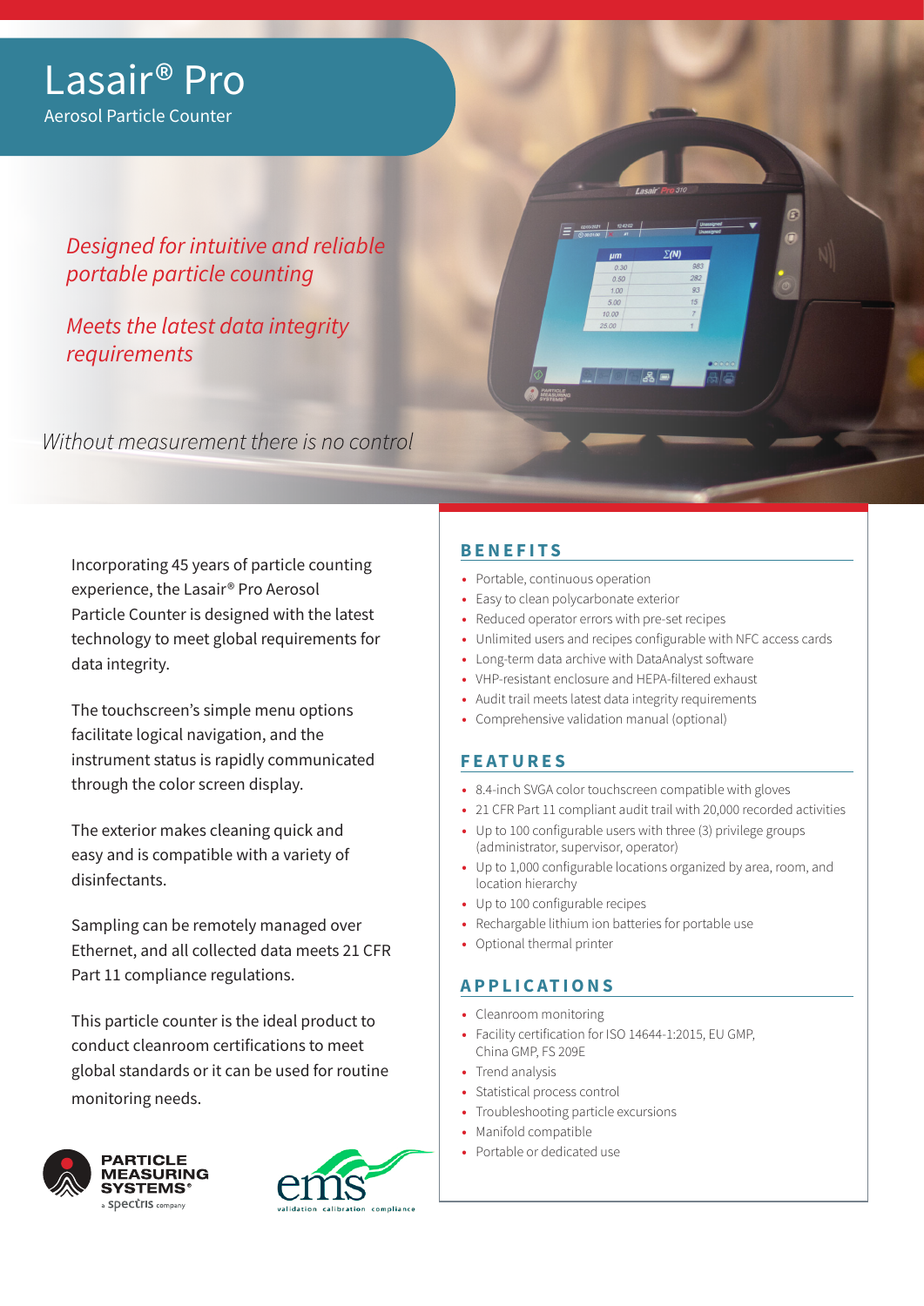# Lasair® Pro

Aerosol Particle Counter

*Designed for intuitive and reliable portable particle counting*

*Meets the latest data integrity requirements*

*Without measurement there is no control*

Incorporating 45 years of particle counting experience, the Lasair® Pro Aerosol Particle Counter is designed with the latest technology to meet global requirements for data integrity.

The touchscreen's simple menu options facilitate logical navigation, and the instrument status is rapidly communicated through the color screen display.

The exterior makes cleaning quick and easy and is compatible with a variety of disinfectants.

Sampling can be remotely managed over Ethernet, and all collected data meets 21 CFR Part 11 compliance regulations.

This particle counter is the ideal product to conduct cleanroom certifications to meet global standards or it can be used for routine monitoring needs.

PARTICLE MEASURING SYSTEMS® a spectris company

ems validation calibration compliance

## BENEFITS

- Portable, continuous operation
- Easy to clean polycarbonate exterior
- Reduced operator errors with pre-set recipes
- Unlimited users and recipes configurable with NFC access cards
- Long-term data archive with DataAnalyst software
- VHP-resistant enclosure and HEPA-filtered exhaust
- Audit trail meets latest data integrity requirements
- Comprehensive validation manual (optional)

## FEATURES

- 8.4-inch SVGA color touchscreen compatible with gloves
- 21 CFR Part 11 compliant audit trail with 20,000 recorded activities
- Up to 100 configurable users with three (3) privilege groups (administrator, supervisor, operator)
- Up to 1,000 configurable locations organized by area, room, and location hierarchy
- Up to 100 configurable recipes
- Rechargable lithium ion batteries for portable use
- Optional thermal printer

## APPLICATIONS

- Cleanroom monitoring
- Facility certification for ISO 14644-1:2015, EU GMP, China GMP, FS 209E
- Trend analysis
- Statistical process control
- Troubleshooting particle excursions
- Manifold compatible
- Portable or dedicated use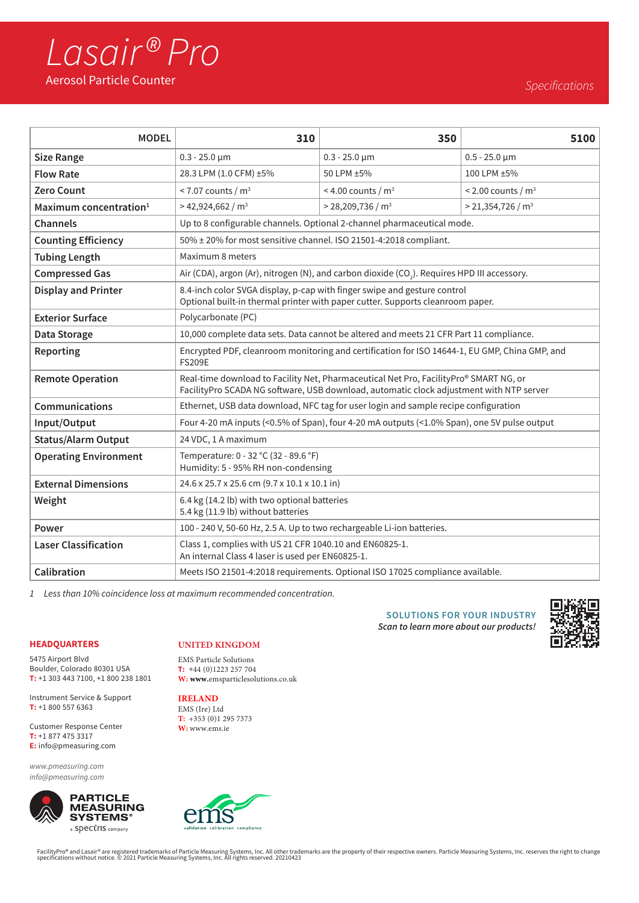# Lasair® Pro

Aerosol Particle Counter

*Specifications*

| MODEL | 310 | 350 | 5100 |
|---|---|---|---|
| **Size Range** | 0.3 - 25.0 µm | 0.3 - 25.0 µm | 0.5 - 25.0 µm |
| **Flow Rate** | 28.3 LPM (1.0 CFM) ±5% | 50 LPM ±5% | 100 LPM ±5% |
| **Zero Count** | < 7.07 counts / $m^3$ | < 4.00 counts / $m^3$ | < 2.00 counts / $m^3$ |
| **Maximum concentration**[1] | > 42,924,662 / $m^3$ | > 28,209,736 / $m^3$ | > 21,354,726 / $m^3$ |
| **Channels** | Up to 8 configurable channels. Optional 2-channel pharmaceutical mode. | | |
| **Counting Efficiency** | 50% ± 20% for most sensitive channel. ISO 21501-4:2018 compliant. | | |
| **Tubing Length** | Maximum 8 meters | | |
| **Compressed Gas** | Air (CDA), argon (Ar), nitrogen (N), and carbon dioxide ($CO_2$). Requires HPD III accessory. | | |
| **Display and Printer** | 8.4-inch color SVGA display, p-cap with finger swipe and gesture control<br>Optional built-in thermal printer with paper cutter. Supports cleanroom paper. | | |
| **Exterior Surface** | Polycarbonate (PC) | | |
| **Data Storage** | 10,000 complete data sets. Data cannot be altered and meets 21 CFR Part 11 compliance. | | |
| **Reporting** | Encrypted PDF, cleanroom monitoring and certification for ISO 14644-1, EU GMP, China GMP, and FS209E | | |
| **Remote Operation** | Real-time download to Facility Net, Pharmaceutical Net Pro, FacilityPro® SMART NG, or FacilityPro SCADA NG software, USB download, automatic clock adjustment with NTP server | | |
| **Communications** | Ethernet, USB data download, NFC tag for user login and sample recipe configuration | | |
| **Input/Output** | Four 4-20 mA inputs (<0.5% of Span), four 4-20 mA outputs (<1.0% Span), one 5V pulse output | | |
| **Status/Alarm Output** | 24 VDC, 1 A maximum | | |
| **Operating Environment** | Temperature: 0 - 32 °C (32 - 89.6 °F)<br>Humidity: 5 - 95% RH non-condensing | | |
| **External Dimensions** | 24.6 x 25.7 x 25.6 cm (9.7 x 10.1 x 10.1 in) | | |
| **Weight** | 6.4 kg (14.2 lb) with two optional batteries<br>5.4 kg (11.9 lb) without batteries | | |
| **Power** | 100 - 240 V, 50-60 Hz, 2.5 A. Up to two rechargeable Li-ion batteries. | | |
| **Laser Classification** | Class 1, complies with US 21 CFR 1040.10 and EN60825-1.<br>An internal Class 4 laser is used per EN60825-1. | | |
| **Calibration** | Meets ISO 21501-4:2018 requirements. Optional ISO 17025 compliance available. | | |

*1 Less than 10% coincidence loss at maximum recommended concentration.*

**SOLUTIONS FOR YOUR INDUSTRY**
*Scan to learn more about our products!*

**HEADQUARTERS**

5475 Airport Blvd
Boulder, Colorado 80301 USA
T: +1 303 443 7100, +1 800 238 1801

Instrument Service & Support
T: +1 800 557 6363

Customer Response Center
T: +1 877 475 3317
E: info@pmeasuring.com

*www.pmeasuring.com*
*info@pmeasuring.com*

**UNITED KINGDOM**

EMS Particle Solutions
T: +44 (0)1223 257 704
W: www.emsparticlesolutions.co.uk

**IRELAND**

EMS (Ire) Ltd
T: +353 (0)1 295 7373
W: www.ems.ie

PARTICLE MEASURING SYSTEMS® a spectris company

ems validation calibration compliance

FacilityPro® and Lasair® are registered trademarks of Particle Measuring Systems, Inc. All other trademarks are the property of their respective owners. Particle Measuring Systems, Inc. reserves the right to change specifications without notice. © 2021 Particle Measuring Systems, Inc. All rights reserved. 20210423